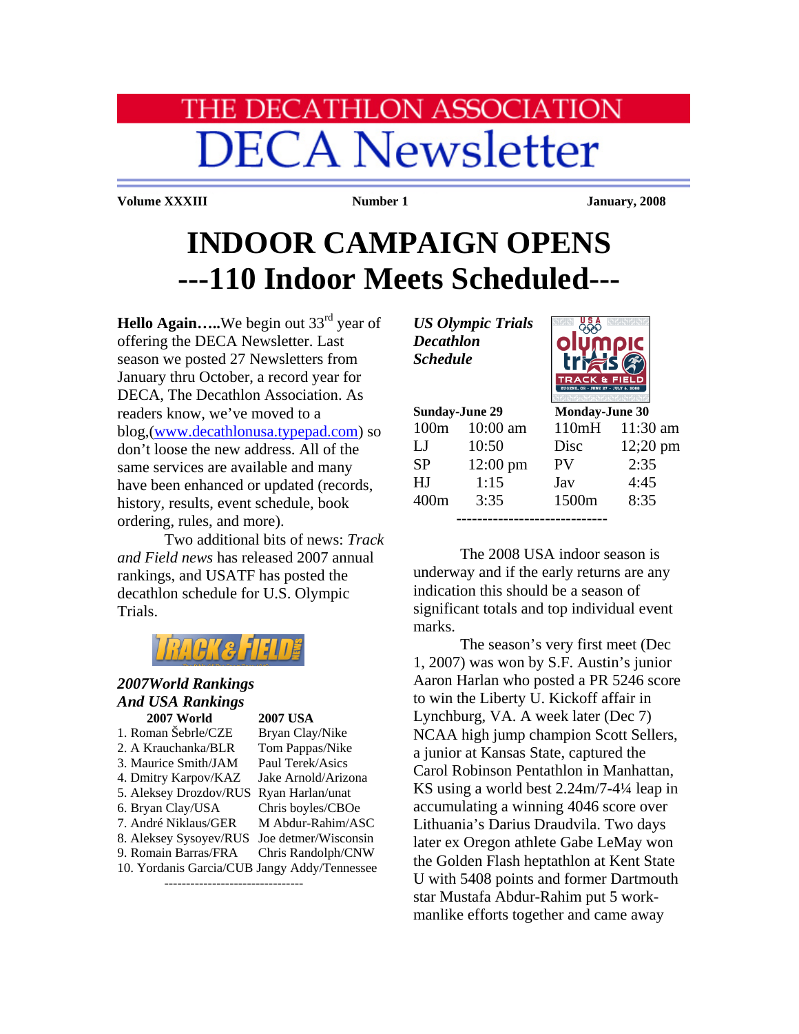# THE DECATHLON ASSOCIATION
# DECA Newsletter

**Volume XXXIII** **Number 1** **January, 2008**

# INDOOR CAMPAIGN OPENS
# ---110 Indoor Meets Scheduled---

**Hello Again…..**We begin out 33rd year of offering the DECA Newsletter. Last season we posted 27 Newsletters from January thru October, a record year for DECA, The Decathlon Association. As readers know, we've moved to a blog,(www.decathlonusa.typepad.com) so don't loose the new address. All of the same services are available and many have been enhanced or updated (records, history, results, event schedule, book ordering, rules, and more).

Two additional bits of news: *Track and Field news* has released 2007 annual rankings, and USATF has posted the decathlon schedule for U.S. Olympic Trials.

### *2007World Rankings And USA Rankings*

| 2007 World | 2007 USA |
|---|---|
| 1. Roman Šebrle/CZE | Bryan Clay/Nike |
| 2. A Krauchanka/BLR | Tom Pappas/Nike |
| 3. Maurice Smith/JAM | Paul Terek/Asics |
| 4. Dmitry Karpov/KAZ | Jake Arnold/Arizona |
| 5. Aleksey Drozdov/RUS | Ryan Harlan/unat |
| 6. Bryan Clay/USA | Chris boyles/CBOe |
| 7. André Niklaus/GER | M Abdur-Rahim/ASC |
| 8. Aleksey Sysoyev/RUS | Joe detmer/Wisconsin |
| 9. Romain Barras/FRA | Chris Randolph/CNW |
| 10. Yordanis Garcia/CUB | Jangy Addy/Tennessee |

--------------------------------

### *US Olympic Trials Decathlon Schedule*

| Sunday-June 29 | | Monday-June 30 | |
|---|---|---|---|
| 100m | 10:00 am | 110mH | 11:30 am |
| LJ | 10:50 | Disc | 12;20 pm |
| SP | 12:00 pm | PV | 2:35 |
| HJ | 1:15 | Jav | 4:45 |
| 400m | 3:35 | 1500m | 8:35 |

-----------------------------

The 2008 USA indoor season is underway and if the early returns are any indication this should be a season of significant totals and top individual event marks.

The season's very first meet (Dec 1, 2007) was won by S.F. Austin's junior Aaron Harlan who posted a PR 5246 score to win the Liberty U. Kickoff affair in Lynchburg, VA. A week later (Dec 7) NCAA high jump champion Scott Sellers, a junior at Kansas State, captured the Carol Robinson Pentathlon in Manhattan, KS using a world best 2.24m/7-4¼ leap in accumulating a winning 4046 score over Lithuania's Darius Draudvila. Two days later ex Oregon athlete Gabe LeMay won the Golden Flash heptathlon at Kent State U with 5408 points and former Dartmouth star Mustafa Abdur-Rahim put 5 work-manlike efforts together and came away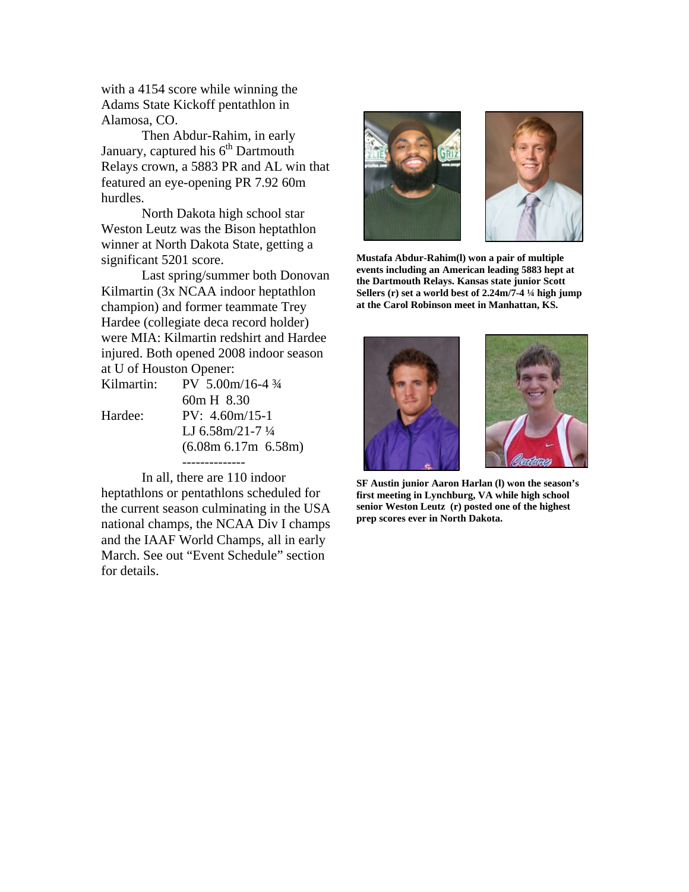with a 4154 score while winning the Adams State Kickoff pentathlon in Alamosa, CO.

Then Abdur-Rahim, in early January, captured his 6th Dartmouth Relays crown, a 5883 PR and AL win that featured an eye-opening PR 7.92 60m hurdles.

North Dakota high school star Weston Leutz was the Bison heptathlon winner at North Dakota State, getting a significant 5201 score.

Last spring/summer both Donovan Kilmartin (3x NCAA indoor heptathlon champion) and former teammate Trey Hardee (collegiate deca record holder) were MIA: Kilmartin redshirt and Hardee injured. Both opened 2008 indoor season at U of Houston Opener:

| | |
|---|---|
| Kilmartin: | PV 5.00m/16-4 ¾ |
| | 60m H 8.30 |
| Hardee: | PV: 4.60m/15-1 |
| | LJ 6.58m/21-7 ¼ |
| | (6.08m 6.17m 6.58m) |

--------------

In all, there are 110 indoor heptathlons or pentathlons scheduled for the current season culminating in the USA national champs, the NCAA Div I champs and the IAAF World Champs, all in early March. See out "Event Schedule" section for details.

**Mustafa Abdur-Rahim(l) won a pair of multiple events including an American leading 5883 hept at the Dartmouth Relays. Kansas state junior Scott Sellers (r) set a world best of 2.24m/7-4 ¼ high jump at the Carol Robinson meet in Manhattan, KS.**

**SF Austin junior Aaron Harlan (l) won the season's first meeting in Lynchburg, VA while high school senior Weston Leutz (r) posted one of the highest prep scores ever in North Dakota.**